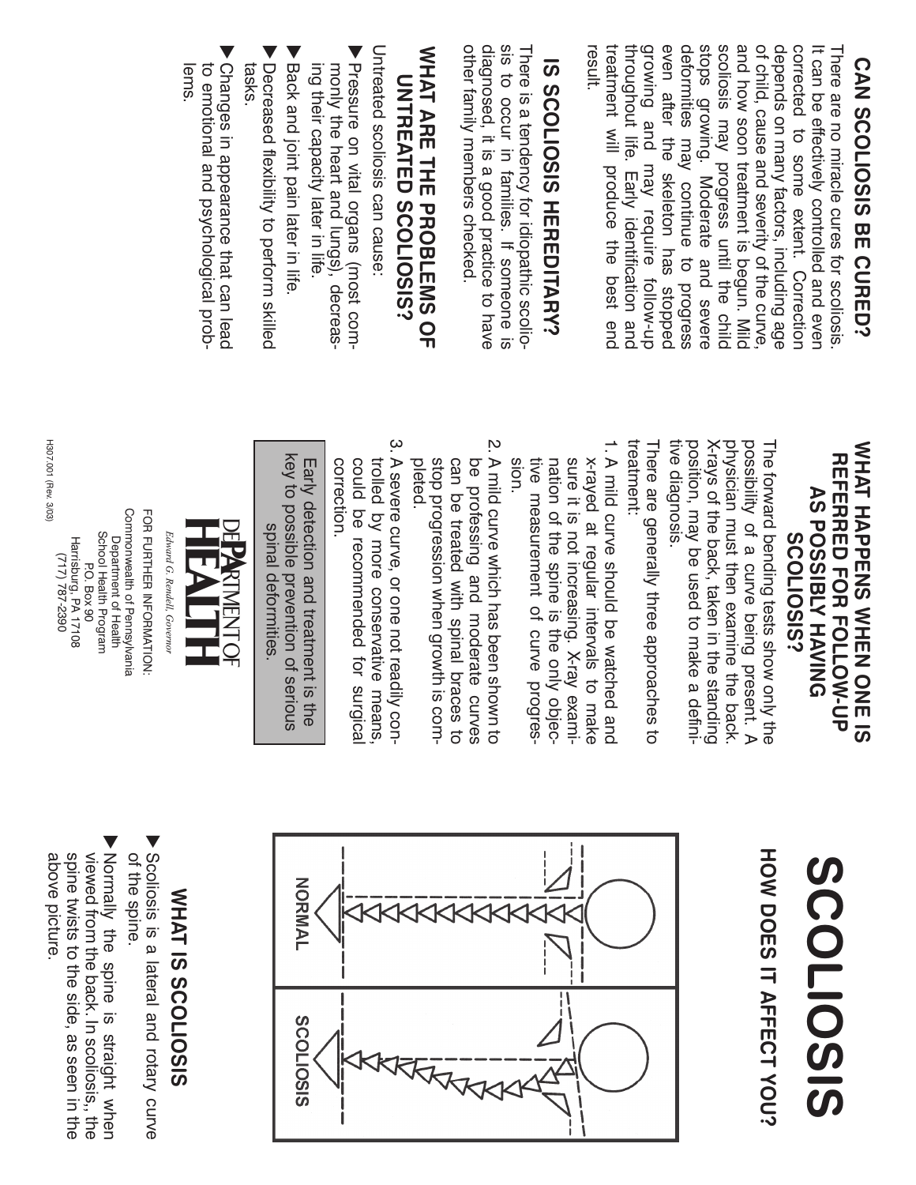# SCOLIOSIS

## HOW DOES IT AFFECT YOU?

NORMAL

SCOLIOSIS

## WHAT IS SCOLIOSIS

- Scoliosis is a lateral and rotary curve of the spine.
- Normally the spine is straight when viewed from the back. In scoliosis, the spine twists to the side, as seen in the above picture.

## WHAT HAPPENS WHEN ONE IS REFERRED FOR FOLLOW-UP AS POSSIBLY HAVING SCOLIOSIS?

The forward bending tests show only the possibility of a curve being present. A physician must then examine the back. X-rays of the back, taken in the standing position, may be used to make a definitive diagnosis.

There are generally three approaches to treatment:

1. A mild curve should be watched and x-rayed at regular intervals to make sure it is not increasing. X-ray examination of the spine is the only objective measurement of curve progression.
2. A mild curve which has been shown to be professing and moderate curves can be treated with spinal braces to stop progression when growth is completed.
3. A severe curve, or one not readily controlled by more conservative means, could be recommended for surgical correction.

Early detection and treatment is the key to possible prevention of serious spinal deformities.

DEPARTMENT OF HEALTH

*Edward G. Rendell, Governor*

FOR FURTHER INFORMATION:
Commonwealth of Pennsylvania
Department of Health
School Health Program
P.O. Box 90
Harrisburg, PA 17108
(717) 787-2390

H307.001 (Rev. 3/03)

## CAN SCOLIOSIS BE CURED?

There are no miracle cures for scoliosis. It can be effectively controlled and even corrected to some extent. Correction depends on many factors, including age of child, cause and severity of the curve, and how soon treatment is begun. Mild scoliosis may progress until the child stops growing. Moderate and severe deformities may continue to progress even after the skeleton has stopped growing and may require follow-up throughout life. Early identification and treatment will produce the best end result.

## IS SCOLIOSIS HEREDITARY?

There is a tendency for idiopathic scoliosis to occur in families. If someone is diagnosed, it is a good practice to have other family members checked.

## WHAT ARE THE PROBLEMS OF UNTREATED SCOLIOSIS?

Untreated scoliosis can cause:

- Pressure on vital organs (most commonly the heart and lungs), decreasing their capacity later in life.
- Back and joint pain later in life.
- Decreased flexibility to perform skilled tasks.
- Changes in appearance that can lead to emotional and psychological problems.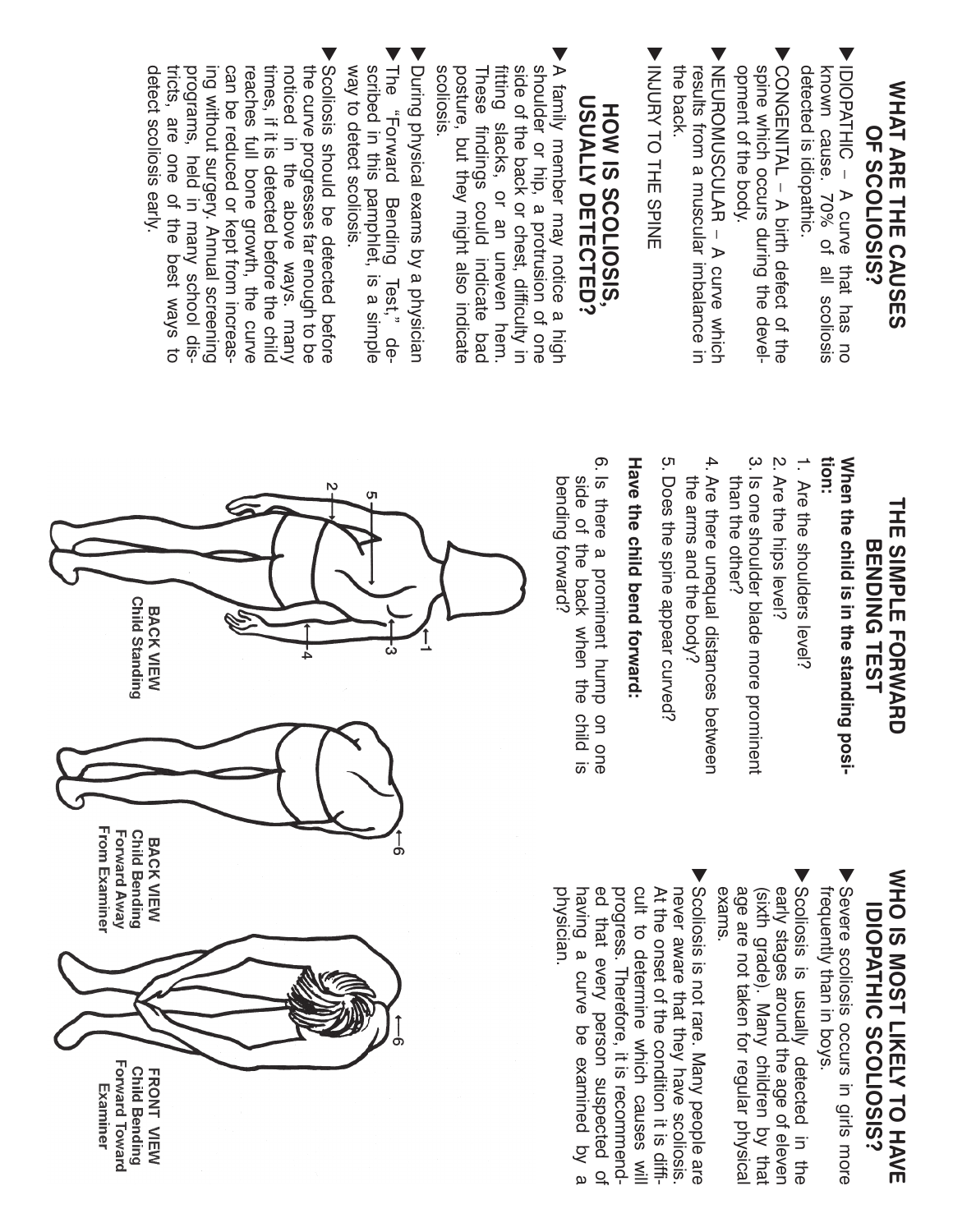## WHAT ARE THE CAUSES OF SCOLIOSIS?

- IDIOPATHIC – A curve that has no known cause. 70% of all scoliosis detected is idiopathic.
- CONGENITAL – A birth defect of the spine which occurs during the development of the body.
- NEUROMUSCULAR – A curve which results from a muscular imbalance in the back.
- INJURY TO THE SPINE

## HOW IS SCOLIOSIS, USUALLY DETECTED?

- A family member may notice a high shoulder or hip, a protrusion of one side of the back or chest, difficulty in fitting slacks, or an uneven hem. These findings could indicate bad posture, but they might also indicate scoliosis.
- During physical exams by a physician
- The "Forward Bending Test," described in this pamphlet, is a simple way to detect scoliosis.
- Scoliosis should be detected before the curve progresses far enough to be noticed in the above ways. many times, if it is detected before the child reaches full bone growth, the curve can be reduced or kept from increasing without surgery. Annual screening programs, held in many school districts, are one of the best ways to detect scoliosis early.

## THE SIMPLE FORWARD BENDING TEST

**When the child is in the standing position:**

1. Are the shoulders level?
2. Are the hips level?
3. Is one shoulder blade more prominent than the other?
4. Are there unequal distances between the arms and the body?
5. Does the spine appear curved?

**Have the child bend forward:**

6. Is there a prominent hump on one side of the back when the child is bending forward?

1
3
4
5
2

**BACK VIEW**
**Child Standing**

6

**BACK VIEW**
**Child Bending**
**Forward Away**
**From Examiner**

6

**FRONT VIEW**
**Child Bending**
**Forward Toward**
**Examiner**

## WHO IS MOST LIKELY TO HAVE IDIOPATHIC SCOLIOSIS?

- Severe scoliosis occurs in girls more frequently than in boys.
- Scoliosis is usually detected in the early stages around the age of eleven (sixth grade). Many children by that age are not taken for regular physical exams.
- Scoliosis is not rare. Many people are never aware that they have scoliosis. At the onset of the condition it is difficult to determine which causes will progress. Therefore, it is recommended that every person suspected of having a curve be examined by a physician.